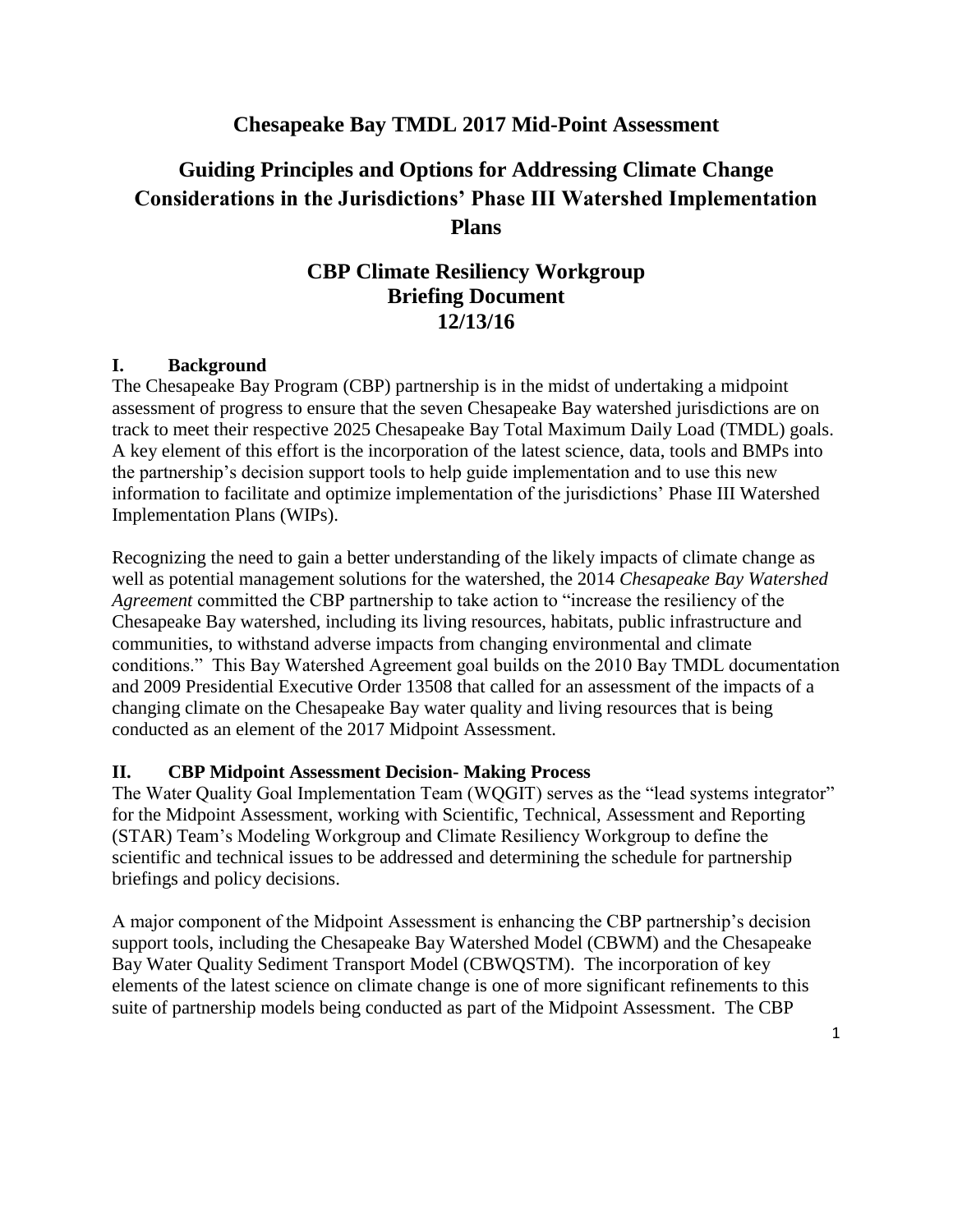# Chesapeake Bay TMDL 2017 Mid-Point Assessment

# Guiding Principles and Options for Addressing Climate Change Considerations in the Jurisdictions' Phase III Watershed Implementation Plans

## CBP Climate Resiliency Workgroup Briefing Document 12/13/16

### I. Background

The Chesapeake Bay Program (CBP) partnership is in the midst of undertaking a midpoint assessment of progress to ensure that the seven Chesapeake Bay watershed jurisdictions are on track to meet their respective 2025 Chesapeake Bay Total Maximum Daily Load (TMDL) goals. A key element of this effort is the incorporation of the latest science, data, tools and BMPs into the partnership's decision support tools to help guide implementation and to use this new information to facilitate and optimize implementation of the jurisdictions' Phase III Watershed Implementation Plans (WIPs).

Recognizing the need to gain a better understanding of the likely impacts of climate change as well as potential management solutions for the watershed, the 2014 *Chesapeake Bay Watershed Agreement* committed the CBP partnership to take action to "increase the resiliency of the Chesapeake Bay watershed, including its living resources, habitats, public infrastructure and communities, to withstand adverse impacts from changing environmental and climate conditions." This Bay Watershed Agreement goal builds on the 2010 Bay TMDL documentation and 2009 Presidential Executive Order 13508 that called for an assessment of the impacts of a changing climate on the Chesapeake Bay water quality and living resources that is being conducted as an element of the 2017 Midpoint Assessment.

### II. CBP Midpoint Assessment Decision- Making Process

The Water Quality Goal Implementation Team (WQGIT) serves as the "lead systems integrator" for the Midpoint Assessment, working with Scientific, Technical, Assessment and Reporting (STAR) Team's Modeling Workgroup and Climate Resiliency Workgroup to define the scientific and technical issues to be addressed and determining the schedule for partnership briefings and policy decisions.

A major component of the Midpoint Assessment is enhancing the CBP partnership's decision support tools, including the Chesapeake Bay Watershed Model (CBWM) and the Chesapeake Bay Water Quality Sediment Transport Model (CBWQSTM). The incorporation of key elements of the latest science on climate change is one of more significant refinements to this suite of partnership models being conducted as part of the Midpoint Assessment. The CBP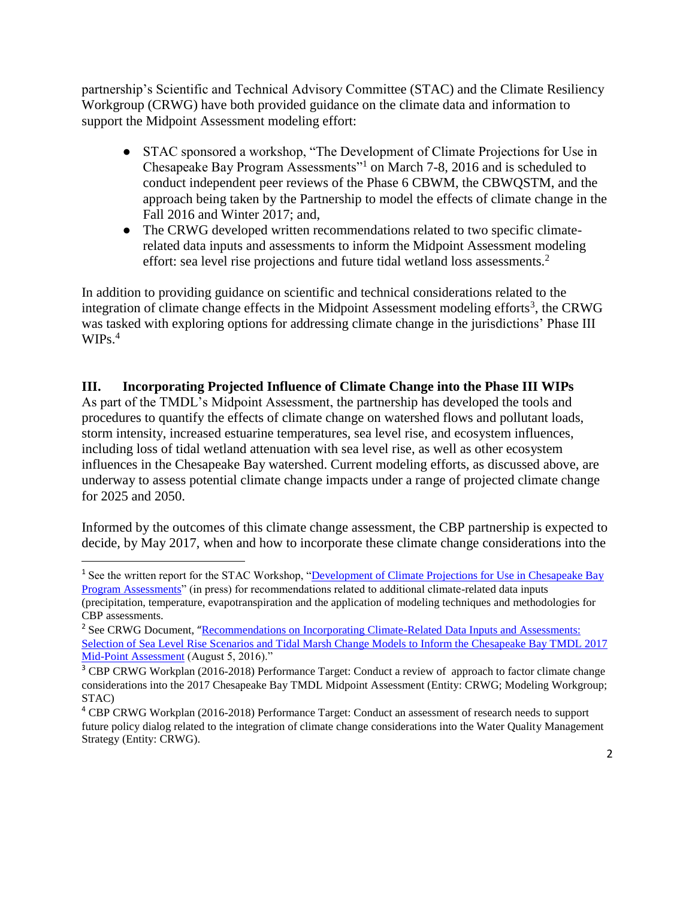partnership's Scientific and Technical Advisory Committee (STAC) and the Climate Resiliency Workgroup (CRWG) have both provided guidance on the climate data and information to support the Midpoint Assessment modeling effort:

- STAC sponsored a workshop, "The Development of Climate Projections for Use in Chesapeake Bay Program Assessments"[1] on March 7-8, 2016 and is scheduled to conduct independent peer reviews of the Phase 6 CBWM, the CBWQSTM, and the approach being taken by the Partnership to model the effects of climate change in the Fall 2016 and Winter 2017; and,
- The CRWG developed written recommendations related to two specific climate-related data inputs and assessments to inform the Midpoint Assessment modeling effort: sea level rise projections and future tidal wetland loss assessments.[2]

In addition to providing guidance on scientific and technical considerations related to the integration of climate change effects in the Midpoint Assessment modeling efforts[3], the CRWG was tasked with exploring options for addressing climate change in the jurisdictions' Phase III WIPs.[4]

## III. Incorporating Projected Influence of Climate Change into the Phase III WIPs

As part of the TMDL's Midpoint Assessment, the partnership has developed the tools and procedures to quantify the effects of climate change on watershed flows and pollutant loads, storm intensity, increased estuarine temperatures, sea level rise, and ecosystem influences, including loss of tidal wetland attenuation with sea level rise, as well as other ecosystem influences in the Chesapeake Bay watershed. Current modeling efforts, as discussed above, are underway to assess potential climate change impacts under a range of projected climate change for 2025 and 2050.

Informed by the outcomes of this climate change assessment, the CBP partnership is expected to decide, by May 2017, when and how to incorporate these climate change considerations into the

---

[1] See the written report for the STAC Workshop, "Development of Climate Projections for Use in Chesapeake Bay Program Assessments" (in press) for recommendations related to additional climate-related data inputs (precipitation, temperature, evapotranspiration and the application of modeling techniques and methodologies for CBP assessments.

[2] See CRWG Document, "Recommendations on Incorporating Climate-Related Data Inputs and Assessments: Selection of Sea Level Rise Scenarios and Tidal Marsh Change Models to Inform the Chesapeake Bay TMDL 2017 Mid-Point Assessment (August 5, 2016)."

[3] CBP CRWG Workplan (2016-2018) Performance Target: Conduct a review of approach to factor climate change considerations into the 2017 Chesapeake Bay TMDL Midpoint Assessment (Entity: CRWG; Modeling Workgroup; STAC)

[4] CBP CRWG Workplan (2016-2018) Performance Target: Conduct an assessment of research needs to support future policy dialog related to the integration of climate change considerations into the Water Quality Management Strategy (Entity: CRWG).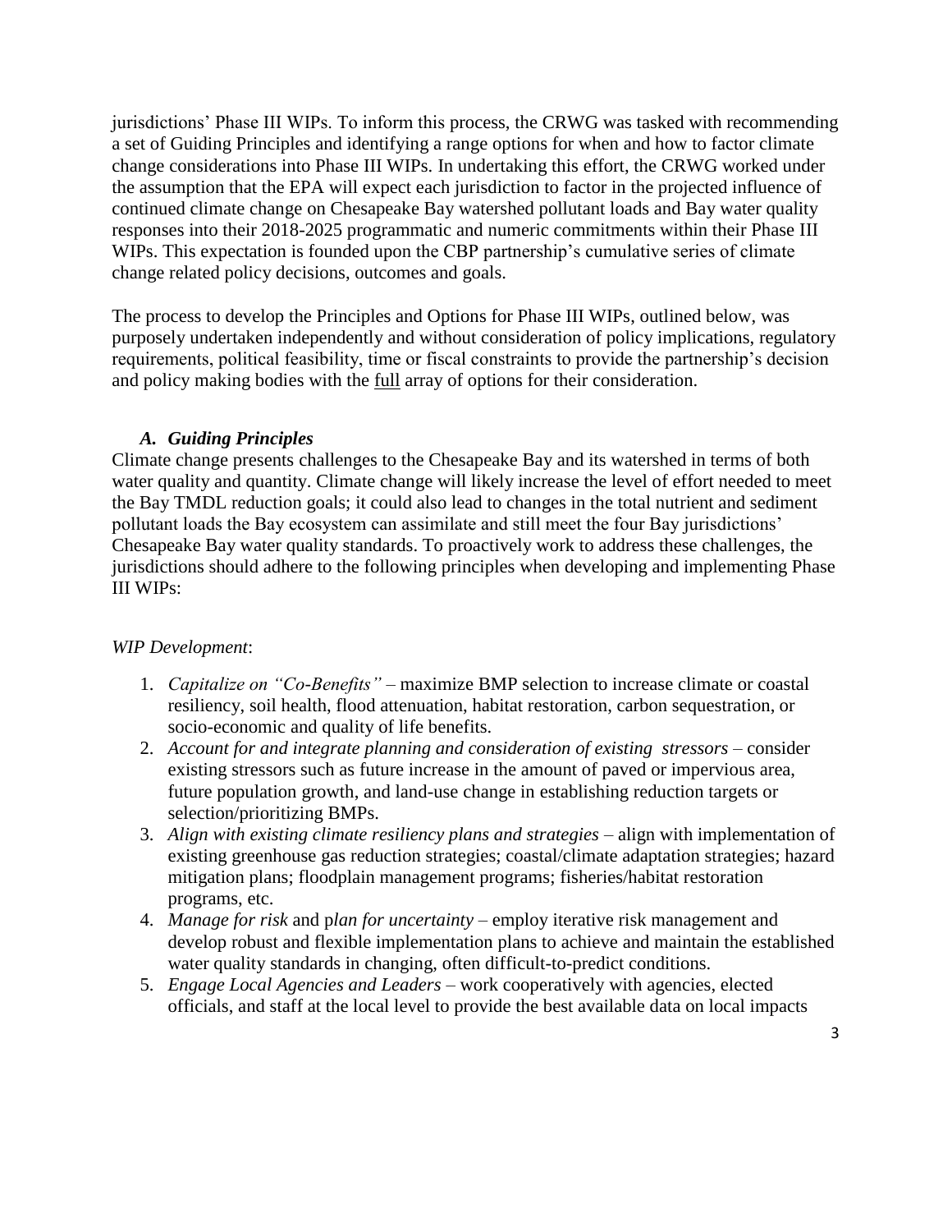jurisdictions' Phase III WIPs. To inform this process, the CRWG was tasked with recommending a set of Guiding Principles and identifying a range options for when and how to factor climate change considerations into Phase III WIPs. In undertaking this effort, the CRWG worked under the assumption that the EPA will expect each jurisdiction to factor in the projected influence of continued climate change on Chesapeake Bay watershed pollutant loads and Bay water quality responses into their 2018-2025 programmatic and numeric commitments within their Phase III WIPs. This expectation is founded upon the CBP partnership's cumulative series of climate change related policy decisions, outcomes and goals.

The process to develop the Principles and Options for Phase III WIPs, outlined below, was purposely undertaken independently and without consideration of policy implications, regulatory requirements, political feasibility, time or fiscal constraints to provide the partnership's decision and policy making bodies with the full array of options for their consideration.

### *A. Guiding Principles*

Climate change presents challenges to the Chesapeake Bay and its watershed in terms of both water quality and quantity. Climate change will likely increase the level of effort needed to meet the Bay TMDL reduction goals; it could also lead to changes in the total nutrient and sediment pollutant loads the Bay ecosystem can assimilate and still meet the four Bay jurisdictions' Chesapeake Bay water quality standards. To proactively work to address these challenges, the jurisdictions should adhere to the following principles when developing and implementing Phase III WIPs:

*WIP Development*:

1. *Capitalize on "Co-Benefits"* – maximize BMP selection to increase climate or coastal resiliency, soil health, flood attenuation, habitat restoration, carbon sequestration, or socio-economic and quality of life benefits.
2. *Account for and integrate planning and consideration of existing stressors* – consider existing stressors such as future increase in the amount of paved or impervious area, future population growth, and land-use change in establishing reduction targets or selection/prioritizing BMPs.
3. *Align with existing climate resiliency plans and strategies* – align with implementation of existing greenhouse gas reduction strategies; coastal/climate adaptation strategies; hazard mitigation plans; floodplain management programs; fisheries/habitat restoration programs, etc.
4. *Manage for risk* and p*lan for uncertainty* – employ iterative risk management and develop robust and flexible implementation plans to achieve and maintain the established water quality standards in changing, often difficult-to-predict conditions.
5. *Engage Local Agencies and Leaders* – work cooperatively with agencies, elected officials, and staff at the local level to provide the best available data on local impacts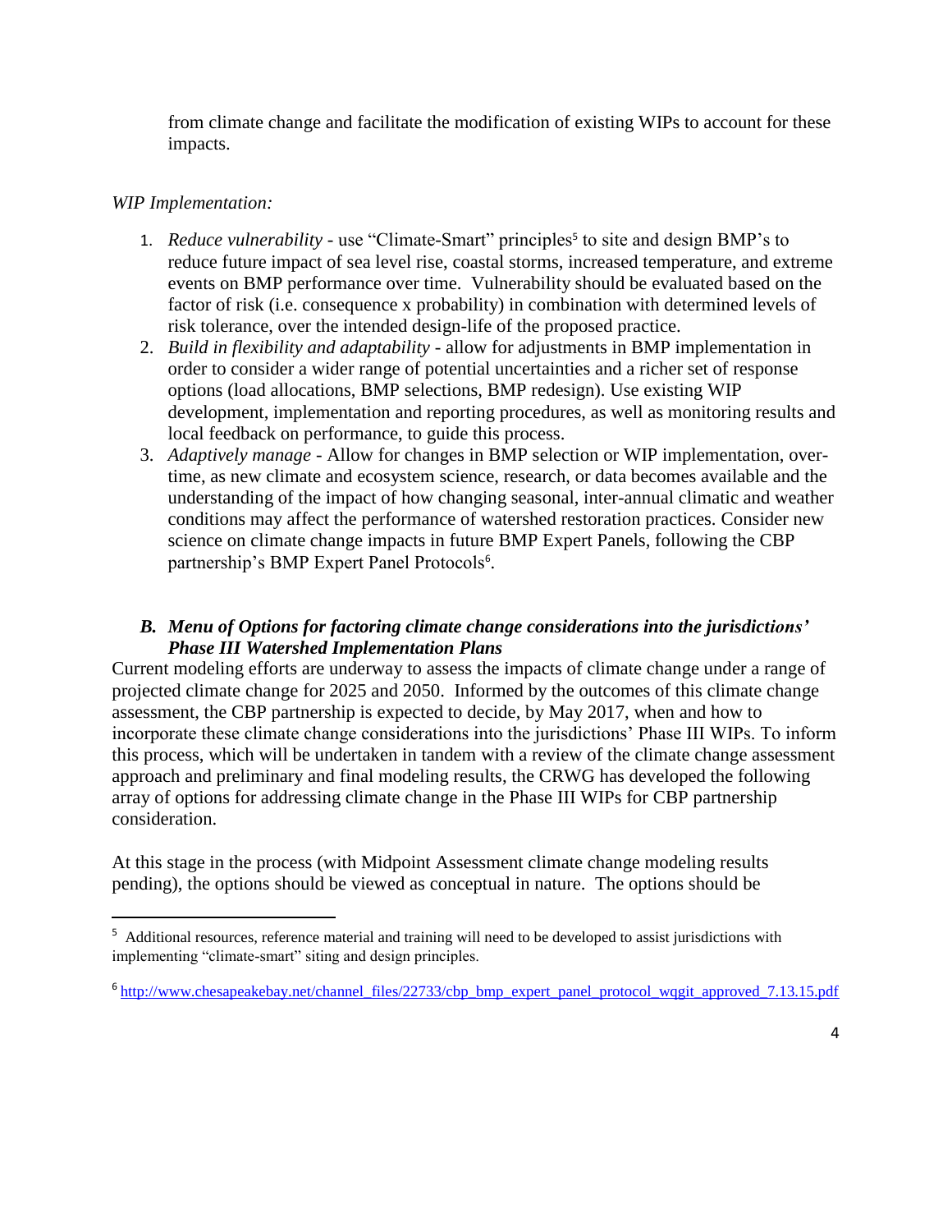from climate change and facilitate the modification of existing WIPs to account for these impacts.

*WIP Implementation:*

1. *Reduce vulnerability* - use "Climate-Smart" principles[5] to site and design BMP's to reduce future impact of sea level rise, coastal storms, increased temperature, and extreme events on BMP performance over time. Vulnerability should be evaluated based on the factor of risk (i.e. consequence x probability) in combination with determined levels of risk tolerance, over the intended design-life of the proposed practice.
2. *Build in flexibility and adaptability* - allow for adjustments in BMP implementation in order to consider a wider range of potential uncertainties and a richer set of response options (load allocations, BMP selections, BMP redesign). Use existing WIP development, implementation and reporting procedures, as well as monitoring results and local feedback on performance, to guide this process.
3. *Adaptively manage* - Allow for changes in BMP selection or WIP implementation, over-time, as new climate and ecosystem science, research, or data becomes available and the understanding of the impact of how changing seasonal, inter-annual climatic and weather conditions may affect the performance of watershed restoration practices. Consider new science on climate change impacts in future BMP Expert Panels, following the CBP partnership's BMP Expert Panel Protocols[6].

### *B. Menu of Options for factoring climate change considerations into the jurisdictions' Phase III Watershed Implementation Plans*

Current modeling efforts are underway to assess the impacts of climate change under a range of projected climate change for 2025 and 2050. Informed by the outcomes of this climate change assessment, the CBP partnership is expected to decide, by May 2017, when and how to incorporate these climate change considerations into the jurisdictions' Phase III WIPs. To inform this process, which will be undertaken in tandem with a review of the climate change assessment approach and preliminary and final modeling results, the CRWG has developed the following array of options for addressing climate change in the Phase III WIPs for CBP partnership consideration.

At this stage in the process (with Midpoint Assessment climate change modeling results pending), the options should be viewed as conceptual in nature. The options should be

---

[5] Additional resources, reference material and training will need to be developed to assist jurisdictions with implementing "climate-smart" siting and design principles.

[6] http://www.chesapeakebay.net/channel_files/22733/cbp_bmp_expert_panel_protocol_wqgit_approved_7.13.15.pdf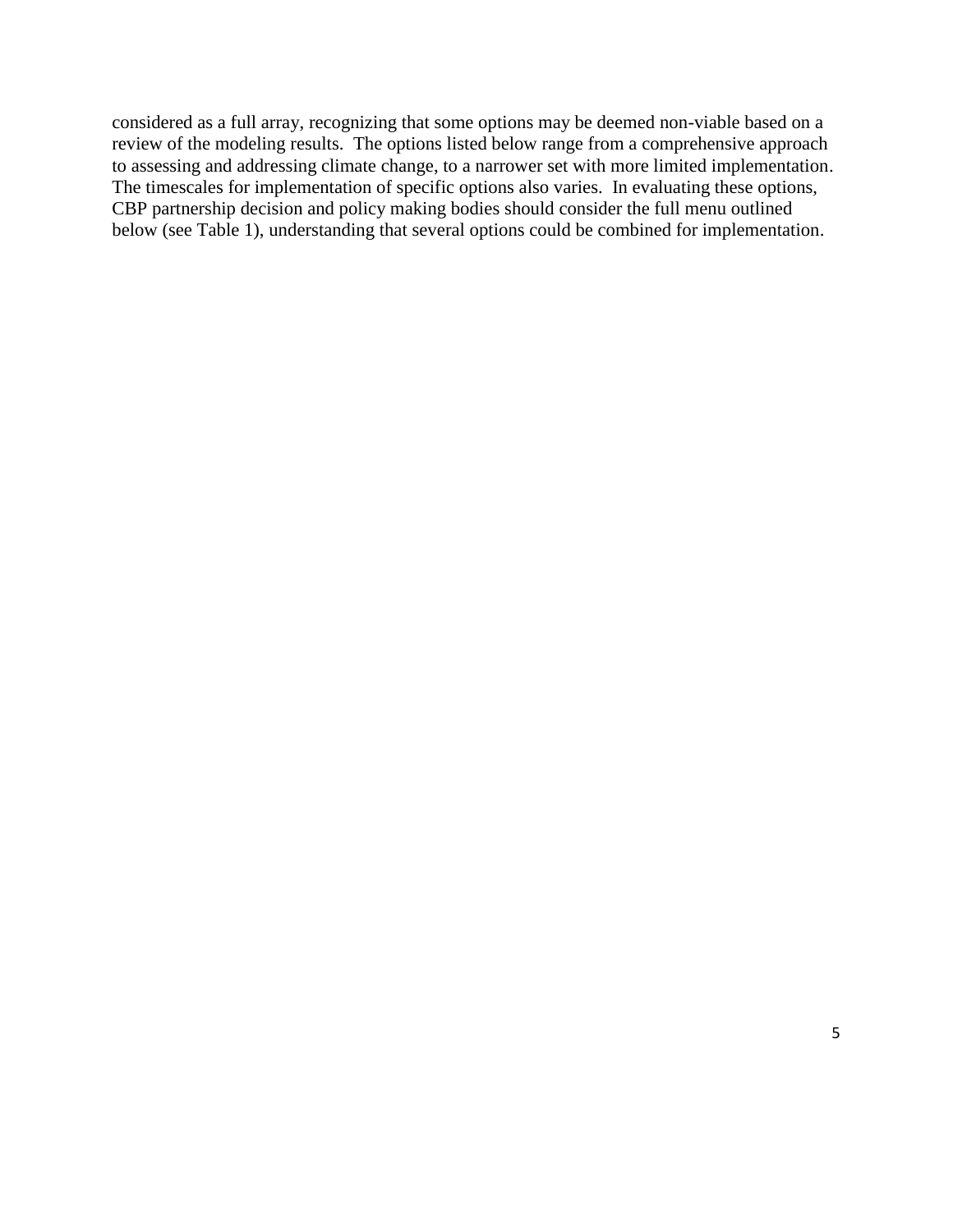considered as a full array, recognizing that some options may be deemed non-viable based on a review of the modeling results. The options listed below range from a comprehensive approach to assessing and addressing climate change, to a narrower set with more limited implementation. The timescales for implementation of specific options also varies. In evaluating these options, CBP partnership decision and policy making bodies should consider the full menu outlined below (see Table 1), understanding that several options could be combined for implementation.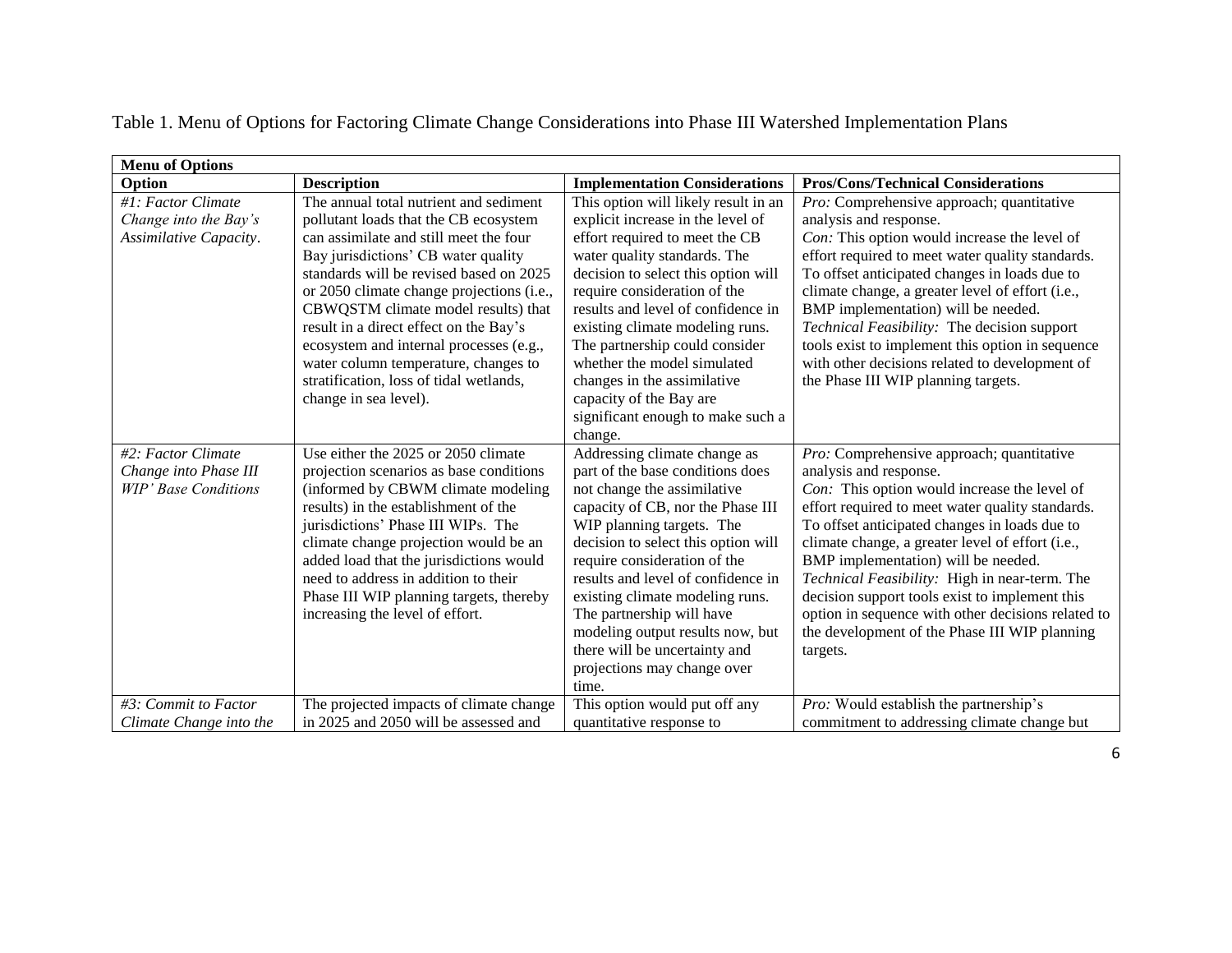Table 1. Menu of Options for Factoring Climate Change Considerations into Phase III Watershed Implementation Plans

| **Menu of Options** | | | |
|---|---|---|---|
| **Option** | **Description** | **Implementation Considerations** | **Pros/Cons/Technical Considerations** |
| *#1: Factor Climate Change into the Bay's Assimilative Capacity*. | The annual total nutrient and sediment pollutant loads that the CB ecosystem can assimilate and still meet the four Bay jurisdictions' CB water quality standards will be revised based on 2025 or 2050 climate change projections (i.e., CBWQSTM climate model results) that result in a direct effect on the Bay's ecosystem and internal processes (e.g., water column temperature, changes to stratification, loss of tidal wetlands, change in sea level). | This option will likely result in an explicit increase in the level of effort required to meet the CB water quality standards. The decision to select this option will require consideration of the results and level of confidence in existing climate modeling runs. The partnership could consider whether the model simulated changes in the assimilative capacity of the Bay are significant enough to make such a change. | *Pro:* Comprehensive approach; quantitative analysis and response. *Con:* This option would increase the level of effort required to meet water quality standards. To offset anticipated changes in loads due to climate change, a greater level of effort (i.e., BMP implementation) will be needed. *Technical Feasibility:* The decision support tools exist to implement this option in sequence with other decisions related to development of the Phase III WIP planning targets. |
| *#2: Factor Climate Change into Phase III WIP' Base Conditions* | Use either the 2025 or 2050 climate projection scenarios as base conditions (informed by CBWM climate modeling results) in the establishment of the jurisdictions' Phase III WIPs. The climate change projection would be an added load that the jurisdictions would need to address in addition to their Phase III WIP planning targets, thereby increasing the level of effort. | Addressing climate change as part of the base conditions does not change the assimilative capacity of CB, nor the Phase III WIP planning targets. The decision to select this option will require consideration of the results and level of confidence in existing climate modeling runs. The partnership will have modeling output results now, but there will be uncertainty and projections may change over time. | *Pro:* Comprehensive approach; quantitative analysis and response. *Con:* This option would increase the level of effort required to meet water quality standards. To offset anticipated changes in loads due to climate change, a greater level of effort (i.e., BMP implementation) will be needed. *Technical Feasibility:* High in near-term. The decision support tools exist to implement this option in sequence with other decisions related to the development of the Phase III WIP planning targets. |
| *#3: Commit to Factor Climate Change into the* | The projected impacts of climate change in 2025 and 2050 will be assessed and | This option would put off any quantitative response to | *Pro:* Would establish the partnership's commitment to addressing climate change but |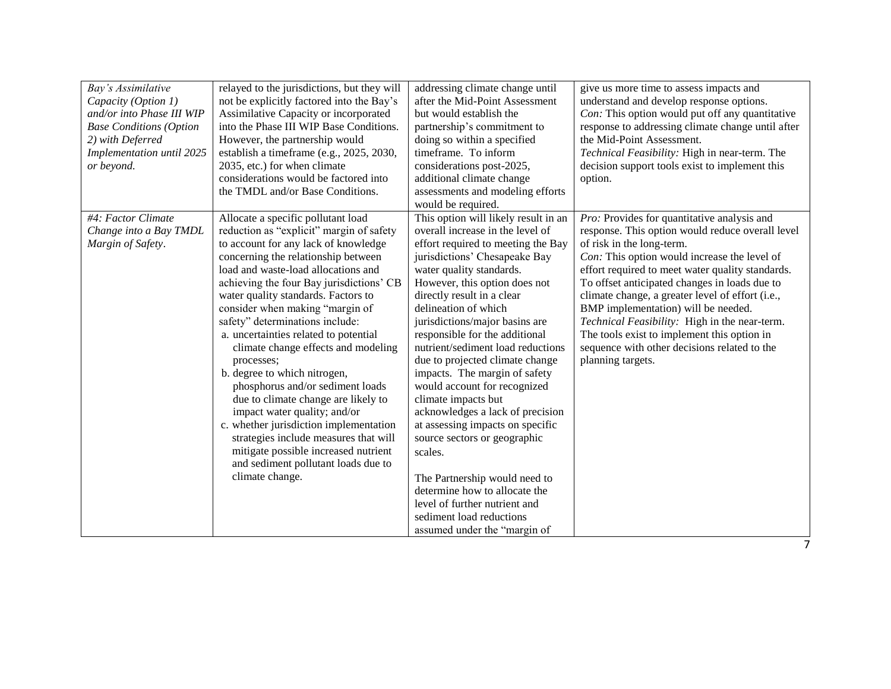| | | | |
|---|---|---|---|
| *Bay's Assimilative Capacity (Option 1) and/or into Phase III WIP Base Conditions (Option 2) with Deferred Implementation until 2025 or beyond.* | relayed to the jurisdictions, but they will not be explicitly factored into the Bay's Assimilative Capacity or incorporated into the Phase III WIP Base Conditions. However, the partnership would establish a timeframe (e.g., 2025, 2030, 2035, etc.) for when climate considerations would be factored into the TMDL and/or Base Conditions. | addressing climate change until after the Mid-Point Assessment but would establish the partnership's commitment to doing so within a specified timeframe. To inform considerations post-2025, additional climate change assessments and modeling efforts would be required. | give us more time to assess impacts and understand and develop response options.<br>*Con:* This option would put off any quantitative response to addressing climate change until after the Mid-Point Assessment.<br>*Technical Feasibility:* High in near-term. The decision support tools exist to implement this option. |
| *#4: Factor Climate Change into a Bay TMDL Margin of Safety*. | Allocate a specific pollutant load reduction as "explicit" margin of safety to account for any lack of knowledge concerning the relationship between load and waste-load allocations and achieving the four Bay jurisdictions' CB water quality standards. Factors to consider when making "margin of safety" determinations include:<br>a. uncertainties related to potential climate change effects and modeling processes;<br>b. degree to which nitrogen, phosphorus and/or sediment loads due to climate change are likely to impact water quality; and/or<br>c. whether jurisdiction implementation strategies include measures that will mitigate possible increased nutrient and sediment pollutant loads due to climate change. | This option will likely result in an overall increase in the level of effort required to meeting the Bay jurisdictions' Chesapeake Bay water quality standards. However, this option does not directly result in a clear delineation of which jurisdictions/major basins are responsible for the additional nutrient/sediment load reductions due to projected climate change impacts. The margin of safety would account for recognized climate impacts but acknowledges a lack of precision at assessing impacts on specific source sectors or geographic scales.<br><br>The Partnership would need to determine how to allocate the level of further nutrient and sediment load reductions assumed under the "margin of | *Pro:* Provides for quantitative analysis and response. This option would reduce overall level of risk in the long-term.<br>*Con:* This option would increase the level of effort required to meet water quality standards. To offset anticipated changes in loads due to climate change, a greater level of effort (i.e., BMP implementation) will be needed.<br>*Technical Feasibility:* High in the near-term. The tools exist to implement this option in sequence with other decisions related to the planning targets. |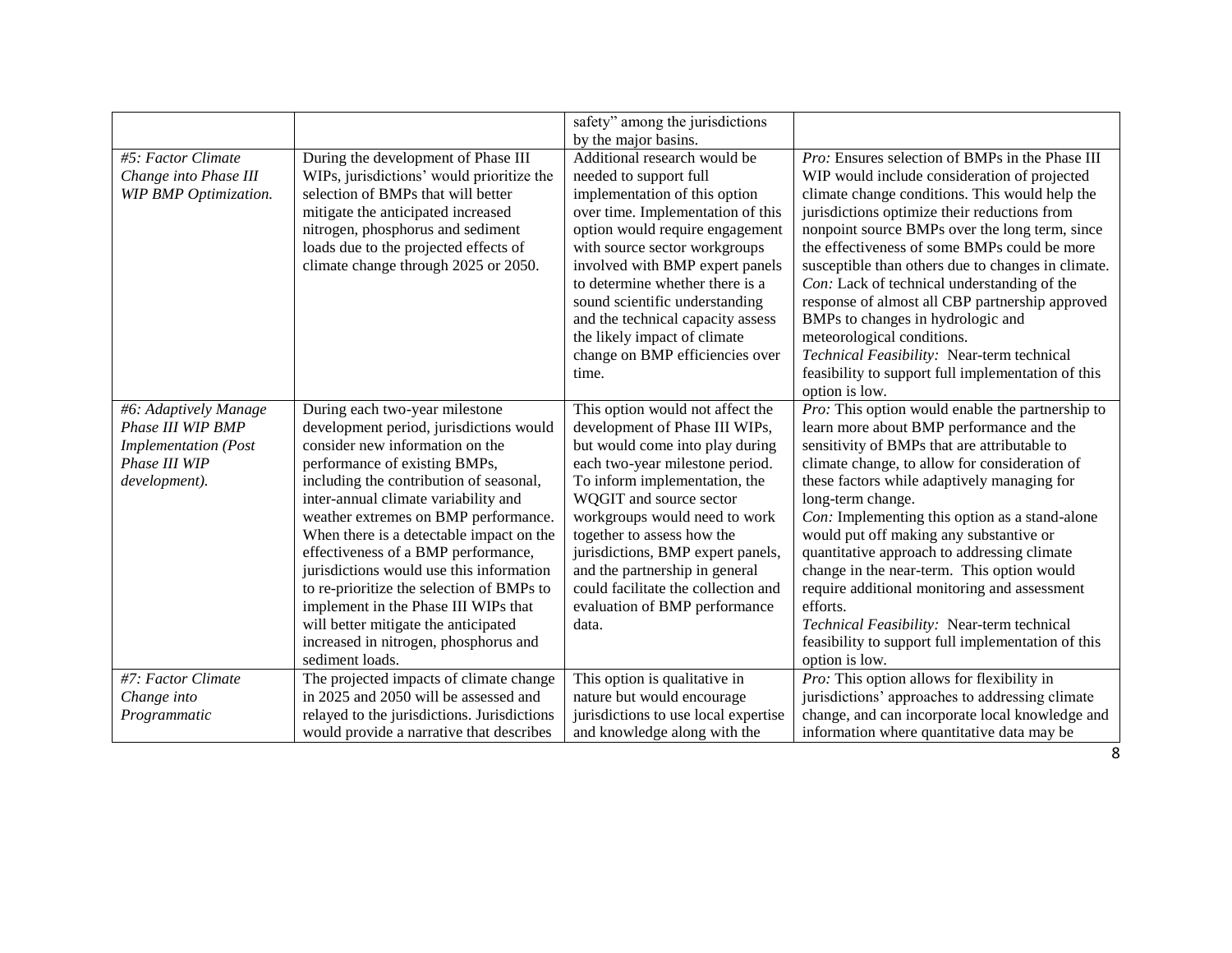| | | | |
|---|---|---|---|
| | | safety" among the jurisdictions by the major basins. | |
| *#5: Factor Climate Change into Phase III WIP BMP Optimization.* | During the development of Phase III WIPs, jurisdictions' would prioritize the selection of BMPs that will better mitigate the anticipated increased nitrogen, phosphorus and sediment loads due to the projected effects of climate change through 2025 or 2050. | Additional research would be needed to support full implementation of this option over time. Implementation of this option would require engagement with source sector workgroups involved with BMP expert panels to determine whether there is a sound scientific understanding and the technical capacity assess the likely impact of climate change on BMP efficiencies over time. | *Pro:* Ensures selection of BMPs in the Phase III WIP would include consideration of projected climate change conditions. This would help the jurisdictions optimize their reductions from nonpoint source BMPs over the long term, since the effectiveness of some BMPs could be more susceptible than others due to changes in climate.<br>*Con:* Lack of technical understanding of the response of almost all CBP partnership approved BMPs to changes in hydrologic and meteorological conditions.<br>*Technical Feasibility:* Near-term technical feasibility to support full implementation of this option is low. |
| *#6: Adaptively Manage Phase III WIP BMP Implementation (Post Phase III WIP development).* | During each two-year milestone development period, jurisdictions would consider new information on the performance of existing BMPs, including the contribution of seasonal, inter-annual climate variability and weather extremes on BMP performance. When there is a detectable impact on the effectiveness of a BMP performance, jurisdictions would use this information to re-prioritize the selection of BMPs to implement in the Phase III WIPs that will better mitigate the anticipated increased in nitrogen, phosphorus and sediment loads. | This option would not affect the development of Phase III WIPs, but would come into play during each two-year milestone period. To inform implementation, the WQGIT and source sector workgroups would need to work together to assess how the jurisdictions, BMP expert panels, and the partnership in general could facilitate the collection and evaluation of BMP performance data. | *Pro:* This option would enable the partnership to learn more about BMP performance and the sensitivity of BMPs that are attributable to climate change, to allow for consideration of these factors while adaptively managing for long-term change.<br>*Con:* Implementing this option as a stand-alone would put off making any substantive or quantitative approach to addressing climate change in the near-term. This option would require additional monitoring and assessment efforts.<br>*Technical Feasibility:* Near-term technical feasibility to support full implementation of this option is low. |
| *#7: Factor Climate Change into Programmatic* | The projected impacts of climate change in 2025 and 2050 will be assessed and relayed to the jurisdictions. Jurisdictions would provide a narrative that describes | This option is qualitative in nature but would encourage jurisdictions to use local expertise and knowledge along with the | *Pro:* This option allows for flexibility in jurisdictions' approaches to addressing climate change, and can incorporate local knowledge and information where quantitative data may be |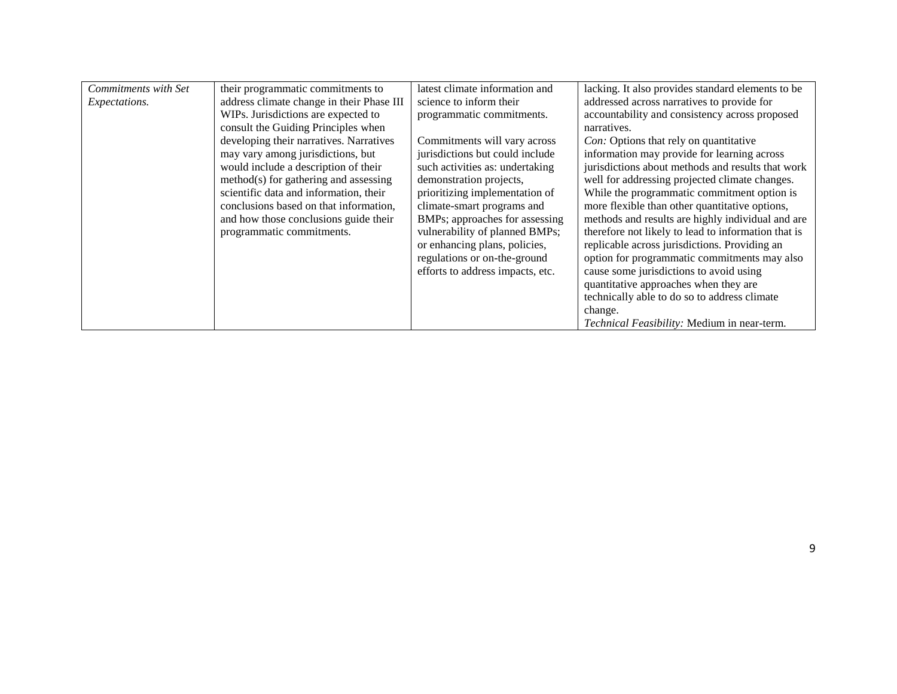| | | | |
|---|---|---|---|
| *Commitments with Set Expectations.* | their programmatic commitments to address climate change in their Phase III WIPs. Jurisdictions are expected to consult the Guiding Principles when developing their narratives. Narratives may vary among jurisdictions, but would include a description of their method(s) for gathering and assessing scientific data and information, their conclusions based on that information, and how those conclusions guide their programmatic commitments. | latest climate information and science to inform their programmatic commitments.<br><br>Commitments will vary across jurisdictions but could include such activities as: undertaking demonstration projects, prioritizing implementation of climate-smart programs and BMPs; approaches for assessing vulnerability of planned BMPs; or enhancing plans, policies, regulations or on-the-ground efforts to address impacts, etc. | lacking. It also provides standard elements to be addressed across narratives to provide for accountability and consistency across proposed narratives.<br>*Con:* Options that rely on quantitative information may provide for learning across jurisdictions about methods and results that work well for addressing projected climate changes. While the programmatic commitment option is more flexible than other quantitative options, methods and results are highly individual and are therefore not likely to lead to information that is replicable across jurisdictions. Providing an option for programmatic commitments may also cause some jurisdictions to avoid using quantitative approaches when they are technically able to do so to address climate change.<br>*Technical Feasibility:* Medium in near-term. |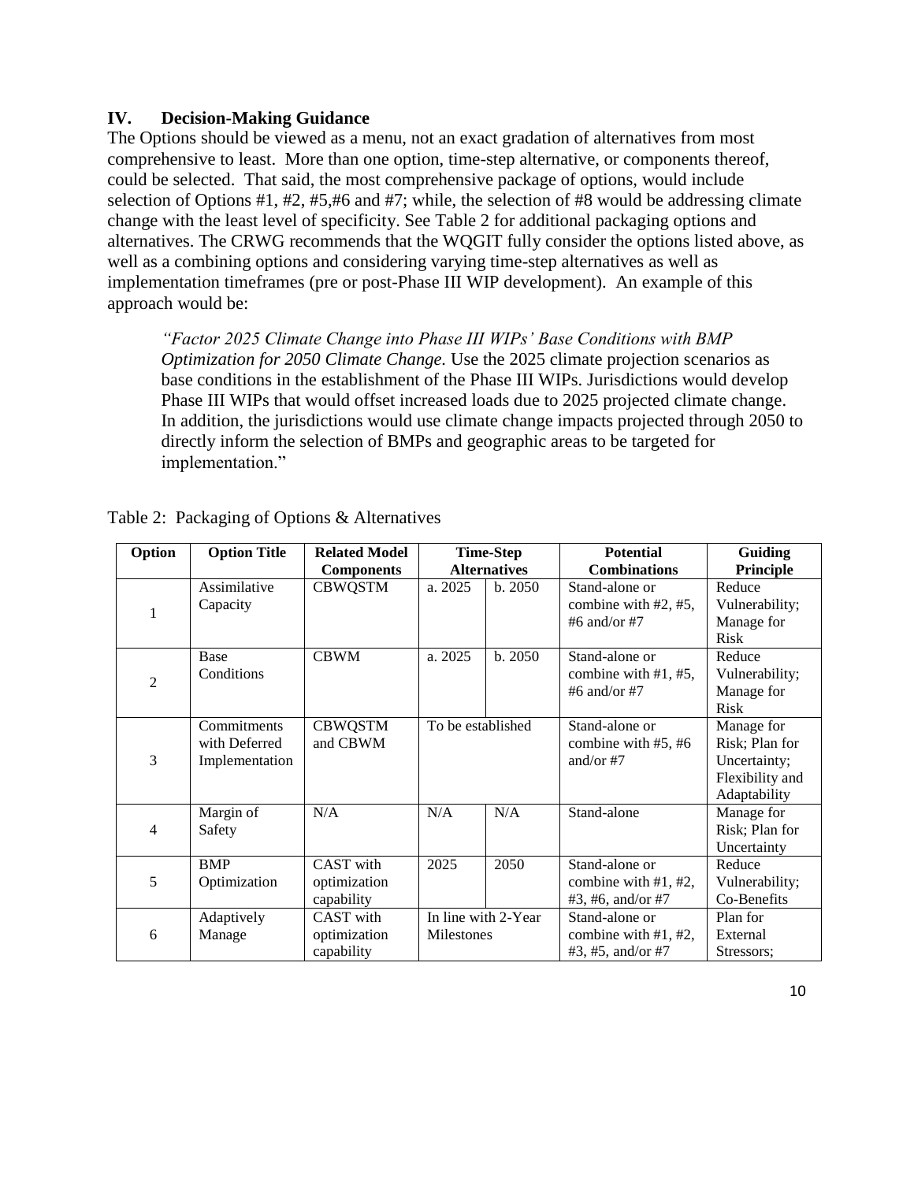## IV. Decision-Making Guidance

The Options should be viewed as a menu, not an exact gradation of alternatives from most comprehensive to least. More than one option, time-step alternative, or components thereof, could be selected. That said, the most comprehensive package of options, would include selection of Options #1, #2, #5,#6 and #7; while, the selection of #8 would be addressing climate change with the least level of specificity. See Table 2 for additional packaging options and alternatives. The CRWG recommends that the WQGIT fully consider the options listed above, as well as a combining options and considering varying time-step alternatives as well as implementation timeframes (pre or post-Phase III WIP development). An example of this approach would be:

> *"Factor 2025 Climate Change into Phase III WIPs' Base Conditions with BMP Optimization for 2050 Climate Change.* Use the 2025 climate projection scenarios as base conditions in the establishment of the Phase III WIPs. Jurisdictions would develop Phase III WIPs that would offset increased loads due to 2025 projected climate change. In addition, the jurisdictions would use climate change impacts projected through 2050 to directly inform the selection of BMPs and geographic areas to be targeted for implementation."

Table 2: Packaging of Options & Alternatives

| Option | Option Title | Related Model Components | Time-Step Alternatives | | Potential Combinations | Guiding Principle |
|---|---|---|---|---|---|---|
| 1 | Assimilative Capacity | CBWQSTM | a. 2025 | b. 2050 | Stand-alone or combine with #2, #5, #6 and/or #7 | Reduce Vulnerability; Manage for Risk |
| 2 | Base Conditions | CBWM | a. 2025 | b. 2050 | Stand-alone or combine with #1, #5, #6 and/or #7 | Reduce Vulnerability; Manage for Risk |
| 3 | Commitments with Deferred Implementation | CBWQSTM and CBWM | To be established | | Stand-alone or combine with #5, #6 and/or #7 | Manage for Risk; Plan for Uncertainty; Flexibility and Adaptability |
| 4 | Margin of Safety | N/A | N/A | N/A | Stand-alone | Manage for Risk; Plan for Uncertainty |
| 5 | BMP Optimization | CAST with optimization capability | 2025 | 2050 | Stand-alone or combine with #1, #2, #3, #6, and/or #7 | Reduce Vulnerability; Co-Benefits |
| 6 | Adaptively Manage | CAST with optimization capability | In line with 2-Year Milestones | | Stand-alone or combine with #1, #2, #3, #5, and/or #7 | Plan for External Stressors; |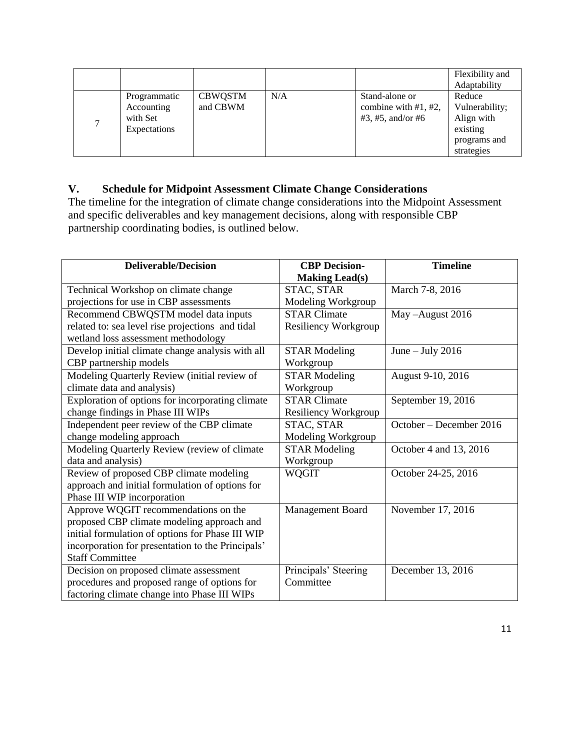| | | | | | Flexibility and Adaptability |
|---|---|---|---|---|---|
| 7 | Programmatic Accounting with Set Expectations | CBWQSTM and CBWM | N/A | Stand-alone or combine with #1, #2, #3, #5, and/or #6 | Reduce Vulnerability; Align with existing programs and strategies |

## V. Schedule for Midpoint Assessment Climate Change Considerations

The timeline for the integration of climate change considerations into the Midpoint Assessment and specific deliverables and key management decisions, along with responsible CBP partnership coordinating bodies, is outlined below.

| Deliverable/Decision | CBP Decision-Making Lead(s) | Timeline |
|---|---|---|
| Technical Workshop on climate change projections for use in CBP assessments | STAC, STAR Modeling Workgroup | March 7-8, 2016 |
| Recommend CBWQSTM model data inputs related to: sea level rise projections and tidal wetland loss assessment methodology | STAR Climate Resiliency Workgroup | May –August 2016 |
| Develop initial climate change analysis with all CBP partnership models | STAR Modeling Workgroup | June – July 2016 |
| Modeling Quarterly Review (initial review of climate data and analysis) | STAR Modeling Workgroup | August 9-10, 2016 |
| Exploration of options for incorporating climate change findings in Phase III WIPs | STAR Climate Resiliency Workgroup | September 19, 2016 |
| Independent peer review of the CBP climate change modeling approach | STAC, STAR Modeling Workgroup | October – December 2016 |
| Modeling Quarterly Review (review of climate data and analysis) | STAR Modeling Workgroup | October 4 and 13, 2016 |
| Review of proposed CBP climate modeling approach and initial formulation of options for Phase III WIP incorporation | WQGIT | October 24-25, 2016 |
| Approve WQGIT recommendations on the proposed CBP climate modeling approach and initial formulation of options for Phase III WIP incorporation for presentation to the Principals' Staff Committee | Management Board | November 17, 2016 |
| Decision on proposed climate assessment procedures and proposed range of options for factoring climate change into Phase III WIPs | Principals' Steering Committee | December 13, 2016 |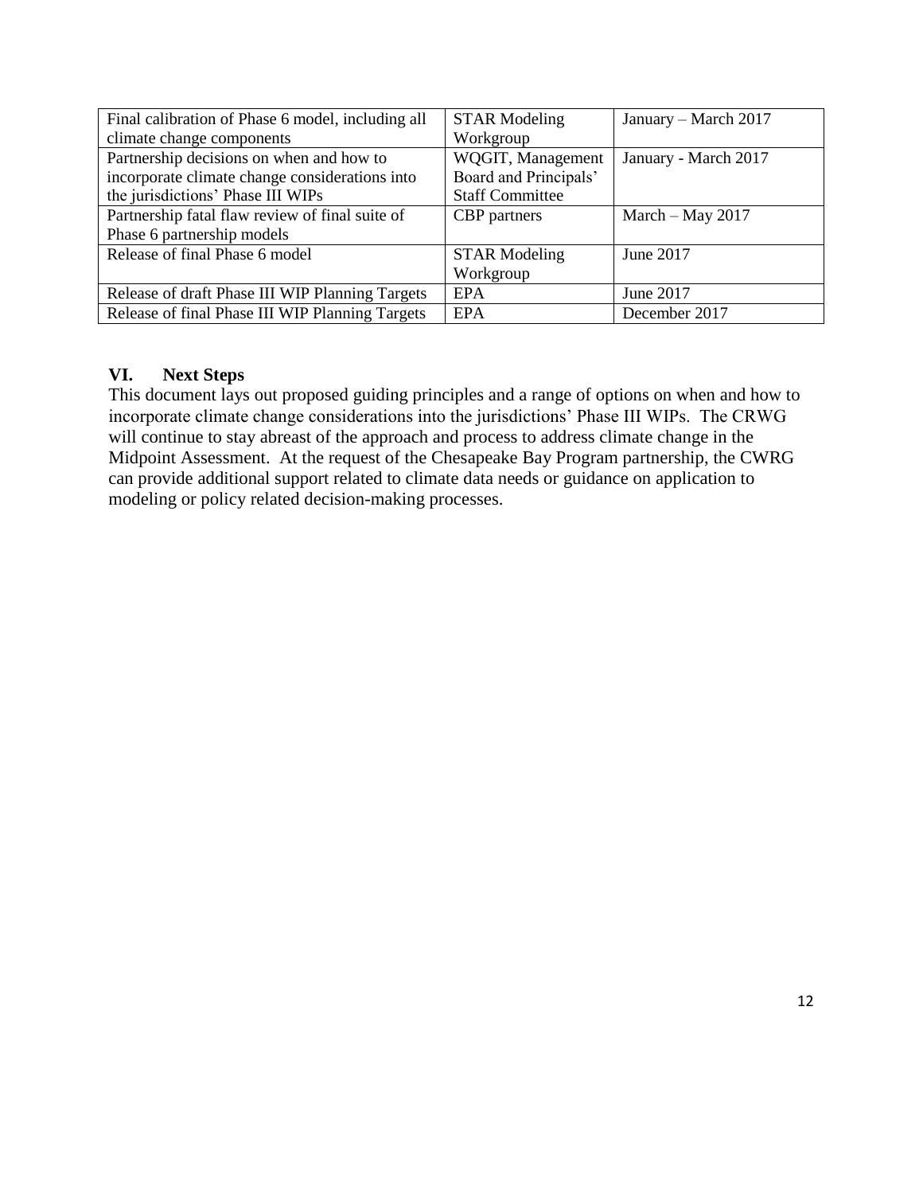| | | |
|---|---|---|
| Final calibration of Phase 6 model, including all climate change components | STAR Modeling Workgroup | January – March 2017 |
| Partnership decisions on when and how to incorporate climate change considerations into the jurisdictions' Phase III WIPs | WQGIT, Management Board and Principals' Staff Committee | January - March 2017 |
| Partnership fatal flaw review of final suite of Phase 6 partnership models | CBP partners | March – May 2017 |
| Release of final Phase 6 model | STAR Modeling Workgroup | June 2017 |
| Release of draft Phase III WIP Planning Targets | EPA | June 2017 |
| Release of final Phase III WIP Planning Targets | EPA | December 2017 |

## VI. Next Steps

This document lays out proposed guiding principles and a range of options on when and how to incorporate climate change considerations into the jurisdictions' Phase III WIPs. The CRWG will continue to stay abreast of the approach and process to address climate change in the Midpoint Assessment. At the request of the Chesapeake Bay Program partnership, the CWRG can provide additional support related to climate data needs or guidance on application to modeling or policy related decision-making processes.